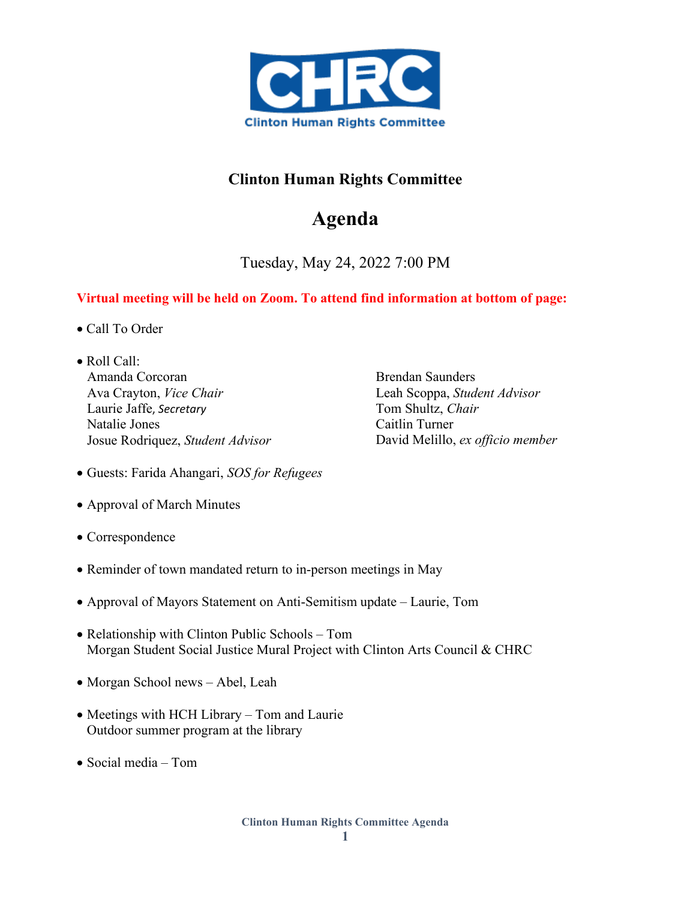CHRC

Clinton Human Rights Committee

# Clinton Human Rights Committee

## Agenda

Tuesday, May 24, 2022 7:00 PM

**Virtual meeting will be held on Zoom. To attend find information at bottom of page:**

- Call To Order
- Roll Call:
  - Amanda Corcoran
  - Ava Crayton, *Vice Chair*
  - Laurie Jaffe, *Secretary*
  - Natalie Jones
  - Josue Rodriquez, *Student Advisor*
  - Brendan Saunders
  - Leah Scoppa, *Student Advisor*
  - Tom Shultz, *Chair*
  - Caitlin Turner
  - David Melillo, *ex officio member*
- Guests: Farida Ahangari, *SOS for Refugees*
- Approval of March Minutes
- Correspondence
- Reminder of town mandated return to in-person meetings in May
- Approval of Mayors Statement on Anti-Semitism update – Laurie, Tom
- Relationship with Clinton Public Schools – Tom
  Morgan Student Social Justice Mural Project with Clinton Arts Council & CHRC
- Morgan School news – Abel, Leah
- Meetings with HCH Library – Tom and Laurie
  Outdoor summer program at the library
- Social media – Tom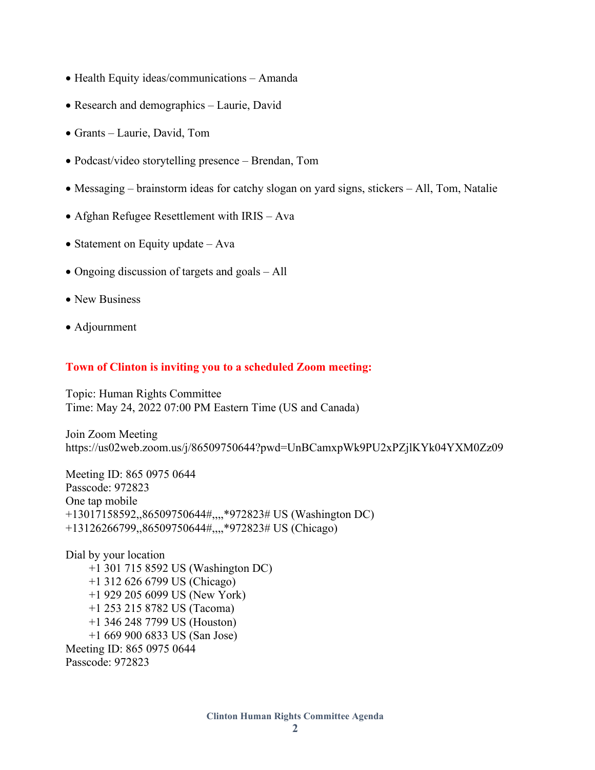- Health Equity ideas/communications – Amanda
- Research and demographics – Laurie, David
- Grants – Laurie, David, Tom
- Podcast/video storytelling presence – Brendan, Tom
- Messaging – brainstorm ideas for catchy slogan on yard signs, stickers – All, Tom, Natalie
- Afghan Refugee Resettlement with IRIS – Ava
- Statement on Equity update – Ava
- Ongoing discussion of targets and goals – All
- New Business
- Adjournment

**Town of Clinton is inviting you to a scheduled Zoom meeting:**

Topic: Human Rights Committee
Time: May 24, 2022 07:00 PM Eastern Time (US and Canada)

Join Zoom Meeting
https://us02web.zoom.us/j/86509750644?pwd=UnBCamxpWk9PU2xPZjlKYk04YXM0Zz09

Meeting ID: 865 0975 0644
Passcode: 972823
One tap mobile
+13017158592,,86509750644#,,,,*972823# US (Washington DC)
+13126266799,,86509750644#,,,,*972823# US (Chicago)

Dial by your location
+1 301 715 8592 US (Washington DC)
+1 312 626 6799 US (Chicago)
+1 929 205 6099 US (New York)
+1 253 215 8782 US (Tacoma)
+1 346 248 7799 US (Houston)
+1 669 900 6833 US (San Jose)
Meeting ID: 865 0975 0644
Passcode: 972823